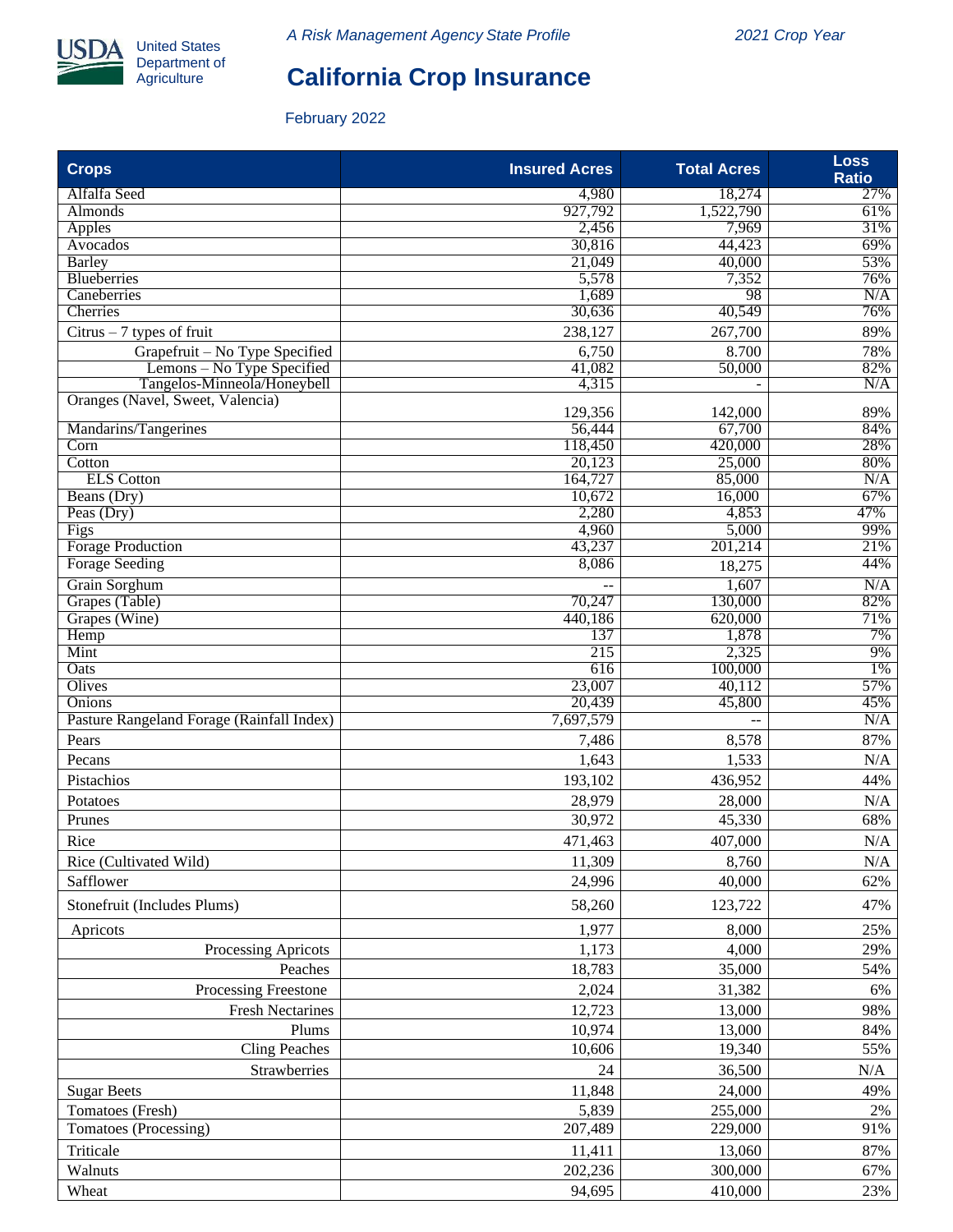United States Department of Agriculture

*A Risk Management Agency State Profile*

*2021 Crop Year*

# California Crop Insurance

February 2022

| Crops | Insured Acres | Total Acres | Loss Ratio |
|---|---|---|---|
| Alfalfa Seed | 4,980 | 18,274 | 27% |
| Almonds | 927,792 | 1,522,790 | 61% |
| Apples | 2,456 | 7,969 | 31% |
| Avocados | 30,816 | 44,423 | 69% |
| Barley | 21,049 | 40,000 | 53% |
| Blueberries | 5,578 | 7,352 | 76% |
| Caneberries | 1,689 | 98 | N/A |
| Cherries | 30,636 | 40,549 | 76% |
| Citrus – 7 types of fruit | 238,127 | 267,700 | 89% |
| Grapefruit – No Type Specified | 6,750 | 8.700 | 78% |
| Lemons – No Type Specified | 41,082 | 50,000 | 82% |
| Tangelos-Minneola/Honeybell | 4,315 | - | N/A |
| Oranges (Navel, Sweet, Valencia) | 129,356 | 142,000 | 89% |
| Mandarins/Tangerines | 56,444 | 67,700 | 84% |
| Corn | 118,450 | 420,000 | 28% |
| Cotton | 20,123 | 25,000 | 80% |
| ELS Cotton | 164,727 | 85,000 | N/A |
| Beans (Dry) | 10,672 | 16,000 | 67% |
| Peas (Dry) | 2,280 | 4,853 | 47% |
| Figs | 4,960 | 5,000 | 99% |
| Forage Production | 43,237 | 201,214 | 21% |
| Forage Seeding | 8,086 | 18,275 | 44% |
| Grain Sorghum | -- | 1,607 | N/A |
| Grapes (Table) | 70,247 | 130,000 | 82% |
| Grapes (Wine) | 440,186 | 620,000 | 71% |
| Hemp | 137 | 1,878 | 7% |
| Mint | 215 | 2,325 | 9% |
| Oats | 616 | 100,000 | 1% |
| Olives | 23,007 | 40,112 | 57% |
| Onions | 20,439 | 45,800 | 45% |
| Pasture Rangeland Forage (Rainfall Index) | 7,697,579 | -- | N/A |
| Pears | 7,486 | 8,578 | 87% |
| Pecans | 1,643 | 1,533 | N/A |
| Pistachios | 193,102 | 436,952 | 44% |
| Potatoes | 28,979 | 28,000 | N/A |
| Prunes | 30,972 | 45,330 | 68% |
| Rice | 471,463 | 407,000 | N/A |
| Rice (Cultivated Wild) | 11,309 | 8,760 | N/A |
| Safflower | 24,996 | 40,000 | 62% |
| Stonefruit (Includes Plums) | 58,260 | 123,722 | 47% |
| Apricots | 1,977 | 8,000 | 25% |
| Processing Apricots | 1,173 | 4,000 | 29% |
| Peaches | 18,783 | 35,000 | 54% |
| Processing Freestone | 2,024 | 31,382 | 6% |
| Fresh Nectarines | 12,723 | 13,000 | 98% |
| Plums | 10,974 | 13,000 | 84% |
| Cling Peaches | 10,606 | 19,340 | 55% |
| Strawberries | 24 | 36,500 | N/A |
| Sugar Beets | 11,848 | 24,000 | 49% |
| Tomatoes (Fresh) | 5,839 | 255,000 | 2% |
| Tomatoes (Processing) | 207,489 | 229,000 | 91% |
| Triticale | 11,411 | 13,060 | 87% |
| Walnuts | 202,236 | 300,000 | 67% |
| Wheat | 94,695 | 410,000 | 23% |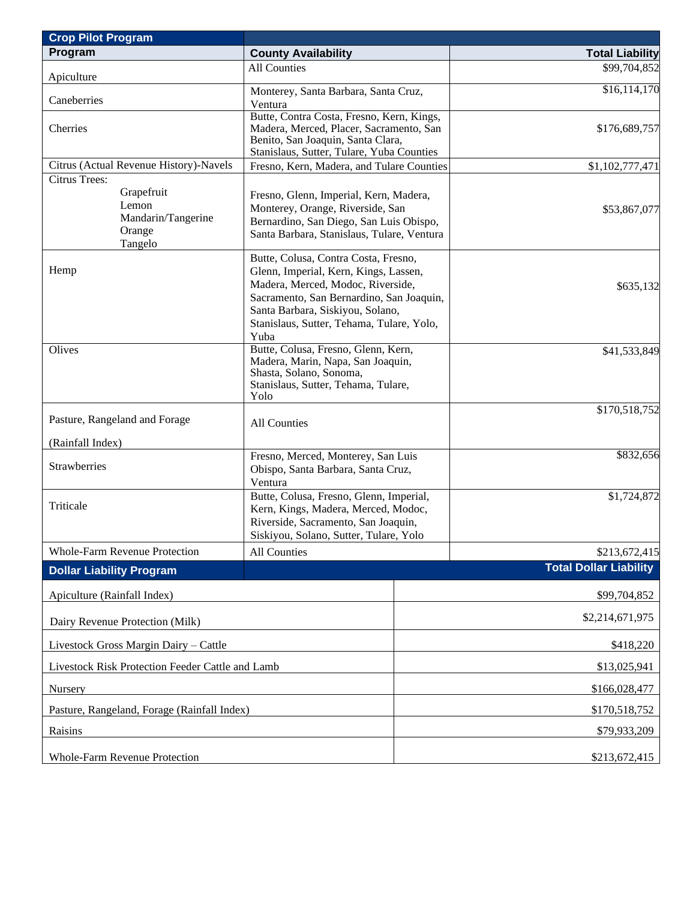| Crop Pilot Program | | |
|---|---|---|
| **Program** | **County Availability** | **Total Liability** |
| Apiculture | All Counties | $99,704,852 |
| Caneberries | Monterey, Santa Barbara, Santa Cruz, Ventura | $16,114,170 |
| Cherries | Butte, Contra Costa, Fresno, Kern, Kings, Madera, Merced, Placer, Sacramento, San Benito, San Joaquin, Santa Clara, Stanislaus, Sutter, Tulare, Yuba Counties | $176,689,757 |
| Citrus (Actual Revenue History)-Navels | Fresno, Kern, Madera, and Tulare Counties | $1,102,777,471 |
| Citrus Trees: Grapefruit, Lemon, Mandarin/Tangerine, Orange, Tangelo | Fresno, Glenn, Imperial, Kern, Madera, Monterey, Orange, Riverside, San Bernardino, San Diego, San Luis Obispo, Santa Barbara, Stanislaus, Tulare, Ventura | $53,867,077 |
| Hemp | Butte, Colusa, Contra Costa, Fresno, Glenn, Imperial, Kern, Kings, Lassen, Madera, Merced, Modoc, Riverside, Sacramento, San Bernardino, San Joaquin, Santa Barbara, Siskiyou, Solano, Stanislaus, Sutter, Tehama, Tulare, Yolo, Yuba | $635,132 |
| Olives | Butte, Colusa, Fresno, Glenn, Kern, Madera, Marin, Napa, San Joaquin, Shasta, Solano, Sonoma, Stanislaus, Sutter, Tehama, Tulare, Yolo | $41,533,849 |
| Pasture, Rangeland and Forage (Rainfall Index) | All Counties | $170,518,752 |
| Strawberries | Fresno, Merced, Monterey, San Luis Obispo, Santa Barbara, Santa Cruz, Ventura | $832,656 |
| Triticale | Butte, Colusa, Fresno, Glenn, Imperial, Kern, Kings, Madera, Merced, Modoc, Riverside, Sacramento, San Joaquin, Siskiyou, Solano, Sutter, Tulare, Yolo | $1,724,872 |
| Whole-Farm Revenue Protection | All Counties | $213,672,415 |

| Dollar Liability Program | Total Dollar Liability |
|---|---|
| Apiculture (Rainfall Index) | $99,704,852 |
| Dairy Revenue Protection (Milk) | $2,214,671,975 |
| Livestock Gross Margin Dairy – Cattle | $418,220 |
| Livestock Risk Protection Feeder Cattle and Lamb | $13,025,941 |
| Nursery | $166,028,477 |
| Pasture, Rangeland, Forage (Rainfall Index) | $170,518,752 |
| Raisins | $79,933,209 |
| Whole-Farm Revenue Protection | $213,672,415 |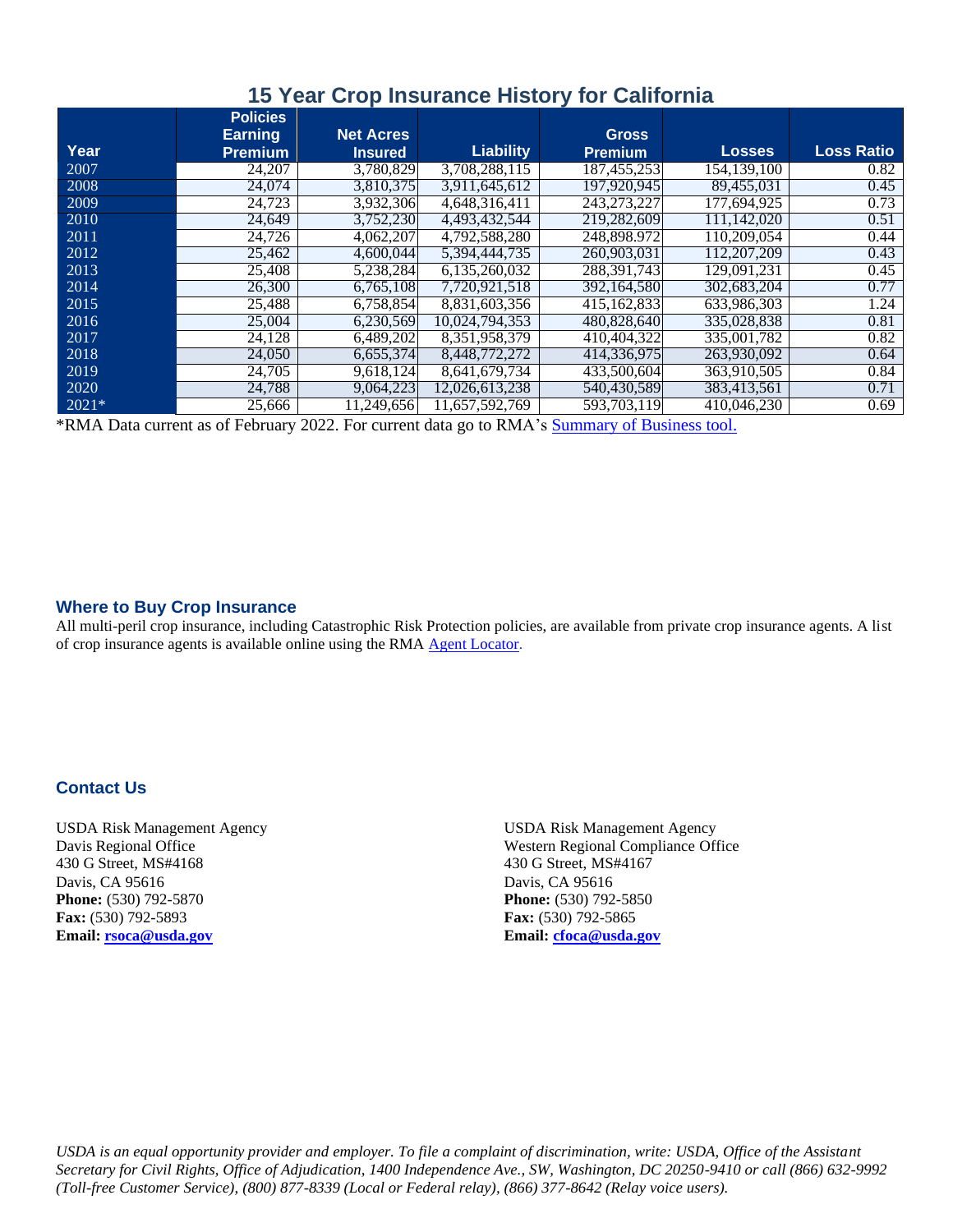## 15 Year Crop Insurance History for California

| Year | Policies Earning Premium | Net Acres Insured | Liability | Gross Premium | Losses | Loss Ratio |
|---|---|---|---|---|---|---|
| 2007 | 24,207 | 3,780,829 | 3,708,288,115 | 187,455,253 | 154,139,100 | 0.82 |
| 2008 | 24,074 | 3,810,375 | 3,911,645,612 | 197,920,945 | 89,455,031 | 0.45 |
| 2009 | 24,723 | 3,932,306 | 4,648,316,411 | 243,273,227 | 177,694,925 | 0.73 |
| 2010 | 24,649 | 3,752,230 | 4,493,432,544 | 219,282,609 | 111,142,020 | 0.51 |
| 2011 | 24,726 | 4,062,207 | 4,792,588,280 | 248,898.972 | 110,209,054 | 0.44 |
| 2012 | 25,462 | 4,600,044 | 5,394,444,735 | 260,903,031 | 112,207,209 | 0.43 |
| 2013 | 25,408 | 5,238,284 | 6,135,260,032 | 288,391,743 | 129,091,231 | 0.45 |
| 2014 | 26,300 | 6,765,108 | 7,720,921,518 | 392,164,580 | 302,683,204 | 0.77 |
| 2015 | 25,488 | 6,758,854 | 8,831,603,356 | 415,162,833 | 633,986,303 | 1.24 |
| 2016 | 25,004 | 6,230,569 | 10,024,794,353 | 480,828,640 | 335,028,838 | 0.81 |
| 2017 | 24,128 | 6,489,202 | 8,351,958,379 | 410,404,322 | 335,001,782 | 0.82 |
| 2018 | 24,050 | 6,655,374 | 8,448,772,272 | 414,336,975 | 263,930,092 | 0.64 |
| 2019 | 24,705 | 9,618,124 | 8,641,679,734 | 433,500,604 | 363,910,505 | 0.84 |
| 2020 | 24,788 | 9,064,223 | 12,026,613,238 | 540,430,589 | 383,413,561 | 0.71 |
| 2021* | 25,666 | 11,249,656 | 11,657,592,769 | 593,703,119 | 410,046,230 | 0.69 |

*RMA Data current as of February 2022. For current data go to RMA's [Summary of Business tool.]()

### Where to Buy Crop Insurance

All multi-peril crop insurance, including Catastrophic Risk Protection policies, are available from private crop insurance agents. A list of crop insurance agents is available online using the RMA [Agent Locator]().

### Contact Us

USDA Risk Management Agency
Davis Regional Office
430 G Street, MS#4168
Davis, CA 95616
**Phone:** (530) 792-5870
**Fax:** (530) 792-5893
**Email:** **rsoca@usda.gov**

USDA Risk Management Agency
Western Regional Compliance Office
430 G Street, MS#4167
Davis, CA 95616
**Phone:** (530) 792-5850
**Fax:** (530) 792-5865
**Email:** **cfoca@usda.gov**

*USDA is an equal opportunity provider and employer. To file a complaint of discrimination, write: USDA, Office of the Assistant Secretary for Civil Rights, Office of Adjudication, 1400 Independence Ave., SW, Washington, DC 20250-9410 or call (866) 632-9992 (Toll-free Customer Service), (800) 877-8339 (Local or Federal relay), (866) 377-8642 (Relay voice users).*